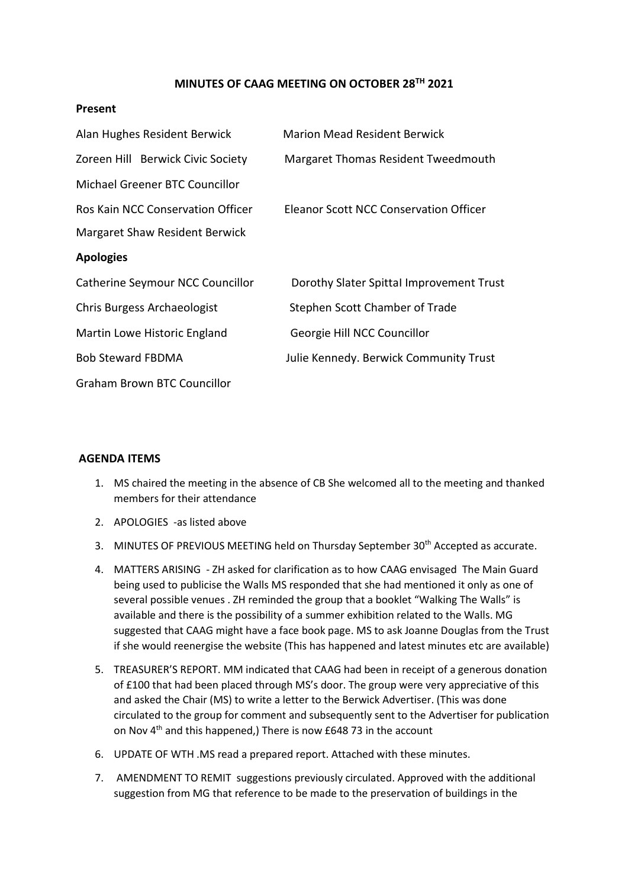# MINUTES OF CAAG MEETING ON OCTOBER 28TH 2021

**Present**

| | |
|---|---|
| Alan Hughes Resident Berwick | Marion Mead Resident Berwick |
| Zoreen Hill Berwick Civic Society | Margaret Thomas Resident Tweedmouth |
| Michael Greener BTC Councillor | |
| Ros Kain NCC Conservation Officer | Eleanor Scott NCC Conservation Officer |
| Margaret Shaw Resident Berwick | |

**Apologies**

| | |
|---|---|
| Catherine Seymour NCC Councillor | Dorothy Slater Spittal Improvement Trust |
| Chris Burgess Archaeologist | Stephen Scott Chamber of Trade |
| Martin Lowe Historic England | Georgie Hill NCC Councillor |
| Bob Steward FBDMA | Julie Kennedy. Berwick Community Trust |
| Graham Brown BTC Councillor | |

**AGENDA ITEMS**

1. MS chaired the meeting in the absence of CB She welcomed all to the meeting and thanked members for their attendance
2. APOLOGIES -as listed above
3. MINUTES OF PREVIOUS MEETING held on Thursday September 30th Accepted as accurate.
4. MATTERS ARISING - ZH asked for clarification as to how CAAG envisaged The Main Guard being used to publicise the Walls MS responded that she had mentioned it only as one of several possible venues . ZH reminded the group that a booklet "Walking The Walls" is available and there is the possibility of a summer exhibition related to the Walls. MG suggested that CAAG might have a face book page. MS to ask Joanne Douglas from the Trust if she would reenergise the website (This has happened and latest minutes etc are available)
5. TREASURER'S REPORT. MM indicated that CAAG had been in receipt of a generous donation of £100 that had been placed through MS's door. The group were very appreciative of this and asked the Chair (MS) to write a letter to the Berwick Advertiser. (This was done circulated to the group for comment and subsequently sent to the Advertiser for publication on Nov 4th and this happened,) There is now £648 73 in the account
6. UPDATE OF WTH .MS read a prepared report. Attached with these minutes.
7. AMENDMENT TO REMIT suggestions previously circulated. Approved with the additional suggestion from MG that reference to be made to the preservation of buildings in the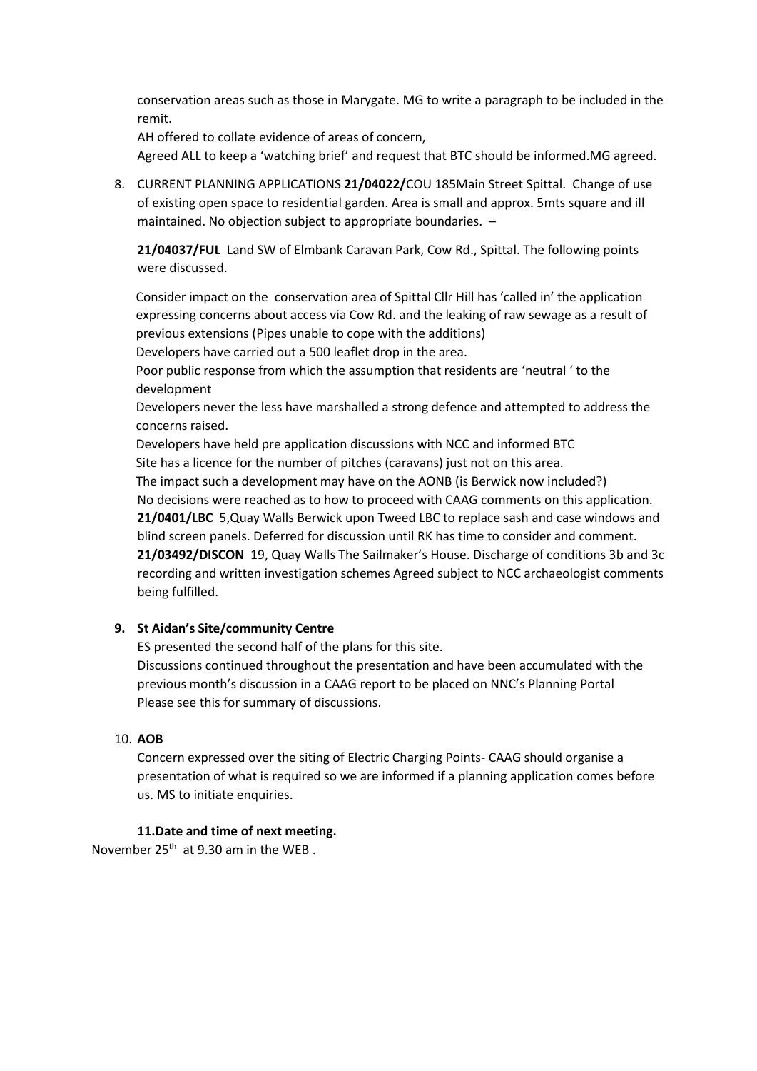conservation areas such as those in Marygate. MG to write a paragraph to be included in the remit.

AH offered to collate evidence of areas of concern,

Agreed ALL to keep a 'watching brief' and request that BTC should be informed.MG agreed.

8. CURRENT PLANNING APPLICATIONS **21/04022/**COU 185Main Street Spittal. Change of use of existing open space to residential garden. Area is small and approx. 5mts square and ill maintained. No objection subject to appropriate boundaries. –

   **21/04037/FUL** Land SW of Elmbank Caravan Park, Cow Rd., Spittal. The following points were discussed.

   Consider impact on the conservation area of Spittal Cllr Hill has 'called in' the application expressing concerns about access via Cow Rd. and the leaking of raw sewage as a result of previous extensions (Pipes unable to cope with the additions)

   Developers have carried out a 500 leaflet drop in the area.

   Poor public response from which the assumption that residents are 'neutral ' to the development

   Developers never the less have marshalled a strong defence and attempted to address the concerns raised.

   Developers have held pre application discussions with NCC and informed BTC

   Site has a licence for the number of pitches (caravans) just not on this area.

   The impact such a development may have on the AONB (is Berwick now included?)

   No decisions were reached as to how to proceed with CAAG comments on this application.

   **21/0401/LBC** 5,Quay Walls Berwick upon Tweed LBC to replace sash and case windows and blind screen panels. Deferred for discussion until RK has time to consider and comment.

   **21/03492/DISCON** 19, Quay Walls The Sailmaker's House. Discharge of conditions 3b and 3c recording and written investigation schemes Agreed subject to NCC archaeologist comments being fulfilled.

**9. St Aidan's Site/community Centre**

ES presented the second half of the plans for this site.

Discussions continued throughout the presentation and have been accumulated with the previous month's discussion in a CAAG report to be placed on NNC's Planning Portal

Please see this for summary of discussions.

10. **AOB**

Concern expressed over the siting of Electric Charging Points- CAAG should organise a presentation of what is required so we are informed if a planning application comes before us. MS to initiate enquiries.

**11.Date and time of next meeting.**

November 25th at 9.30 am in the WEB .